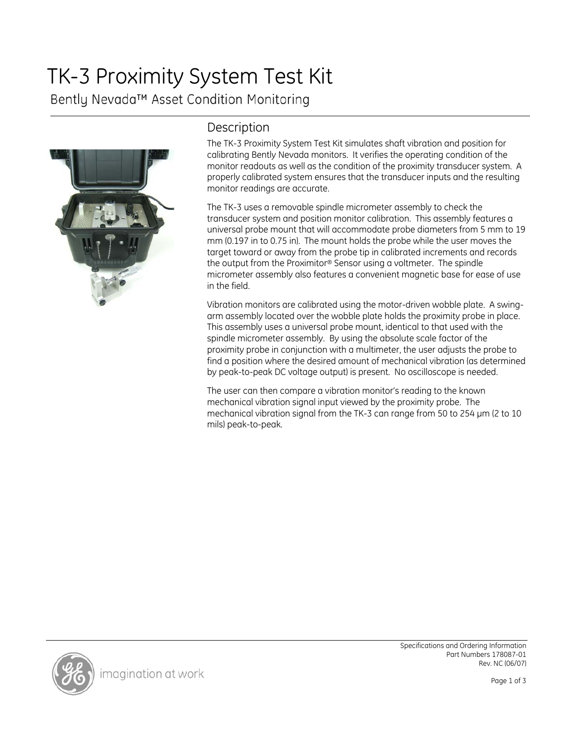# TK-3 Proximity System Test Kit

## Bently Nevada™ Asset Condition Monitoring

### Description

The TK-3 Proximity System Test Kit simulates shaft vibration and position for calibrating Bently Nevada monitors. It verifies the operating condition of the monitor readouts as well as the condition of the proximity transducer system. A properly calibrated system ensures that the transducer inputs and the resulting monitor readings are accurate.

The TK-3 uses a removable spindle micrometer assembly to check the transducer system and position monitor calibration. This assembly features a universal probe mount that will accommodate probe diameters from 5 mm to 19 mm (0.197 in to 0.75 in). The mount holds the probe while the user moves the target toward or away from the probe tip in calibrated increments and records the output from the Proximitor® Sensor using a voltmeter. The spindle micrometer assembly also features a convenient magnetic base for ease of use in the field.

Vibration monitors are calibrated using the motor-driven wobble plate. A swing-arm assembly located over the wobble plate holds the proximity probe in place. This assembly uses a universal probe mount, identical to that used with the spindle micrometer assembly. By using the absolute scale factor of the proximity probe in conjunction with a multimeter, the user adjusts the probe to find a position where the desired amount of mechanical vibration (as determined by peak-to-peak DC voltage output) is present. No oscilloscope is needed.

The user can then compare a vibration monitor's reading to the known mechanical vibration signal input viewed by the proximity probe. The mechanical vibration signal from the TK-3 can range from 50 to 254 µm (2 to 10 mils) peak-to-peak.

Specifications and Ordering Information
Part Numbers 178087-01
Rev. NC (06/07)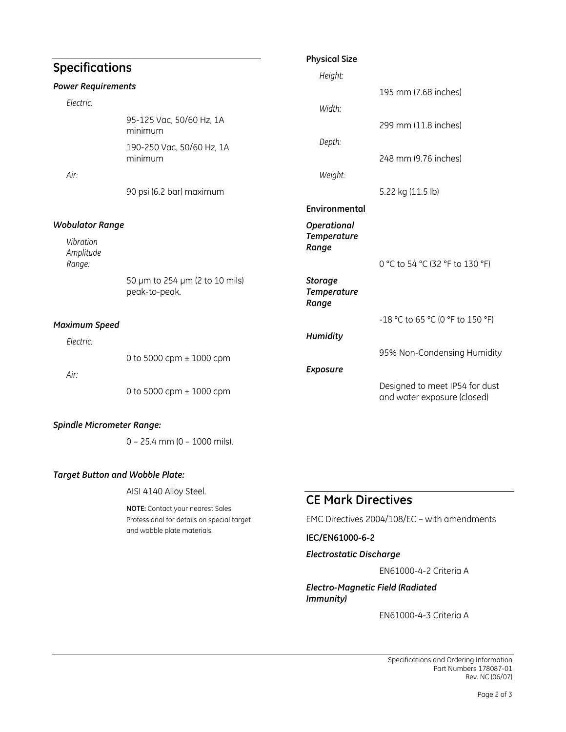## Specifications

### *Power Requirements*

*Electric:*

95-125 Vac, 50/60 Hz, 1A minimum

190-250 Vac, 50/60 Hz, 1A minimum

*Air:*

90 psi (6.2 bar) maximum

### *Wobulator Range*

*Vibration Amplitude Range:*

50 µm to 254 µm (2 to 10 mils) peak-to-peak.

### *Maximum Speed*

*Electric:*

0 to 5000 cpm ± 1000 cpm

*Air:*

0 to 5000 cpm ± 1000 cpm

### *Spindle Micrometer Range:*

0 – 25.4 mm (0 – 1000 mils).

### *Target Button and Wobble Plate:*

AISI 4140 Alloy Steel.

**NOTE:** Contact your nearest Sales Professional for details on special target and wobble plate materials.

### Physical Size

*Height:*

195 mm (7.68 inches)

*Width:*

299 mm (11.8 inches)

*Depth:*

248 mm (9.76 inches)

*Weight:*

5.22 kg (11.5 lb)

### Environmental

***Operational Temperature Range***

0 °C to 54 °C (32 °F to 130 °F)

***Storage Temperature Range***

-18 °C to 65 °C (0 °F to 150 °F)

***Humidity***

95% Non-Condensing Humidity

***Exposure***

Designed to meet IP54 for dust and water exposure (closed)

## CE Mark Directives

EMC Directives 2004/108/EC – with amendments

**IEC/EN61000-6-2**

***Electrostatic Discharge***

EN61000-4-2 Criteria A

***Electro-Magnetic Field (Radiated Immunity)***

EN61000-4-3 Criteria A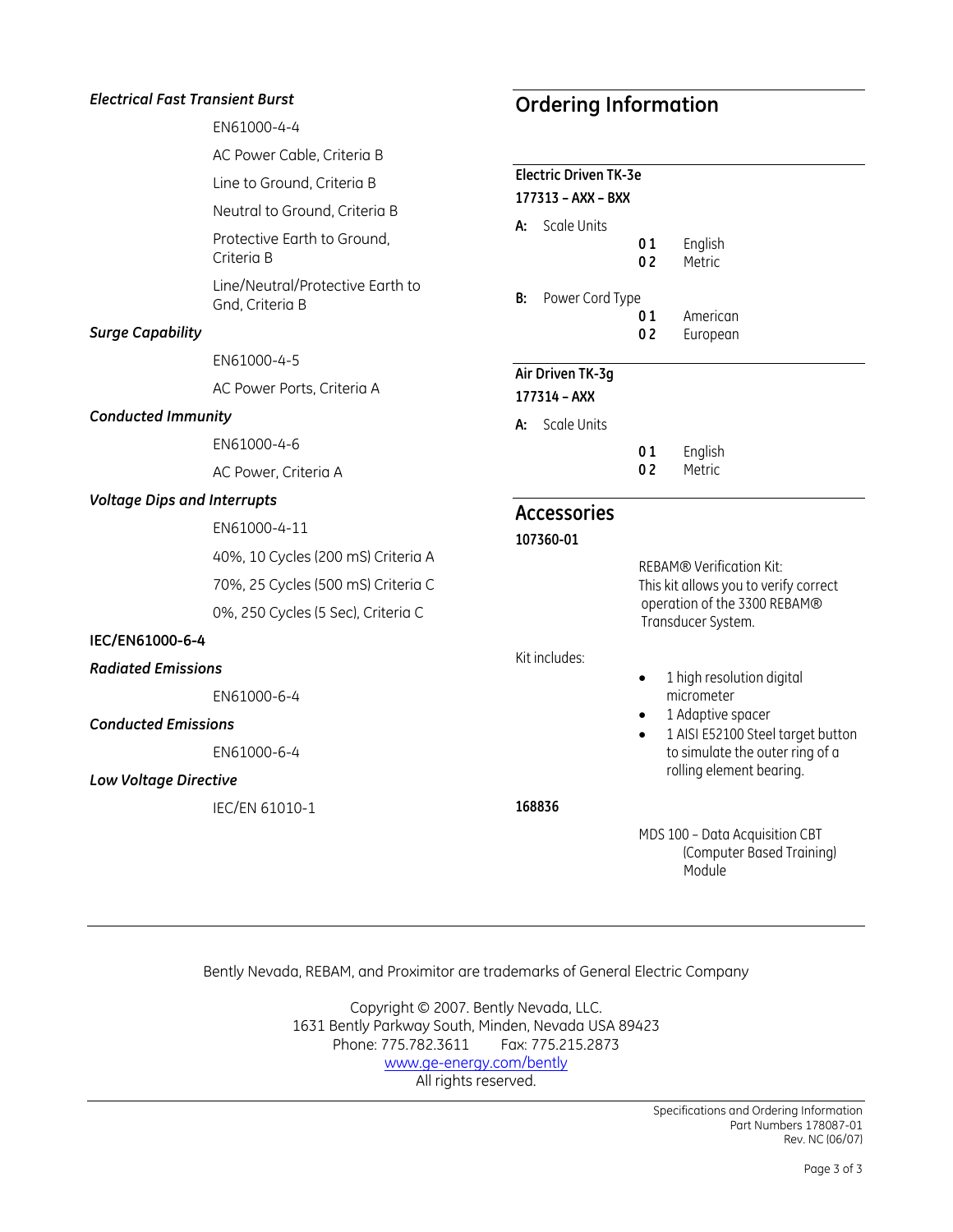***Electrical Fast Transient Burst***

EN61000-4-4

AC Power Cable, Criteria B

Line to Ground, Criteria B

Neutral to Ground, Criteria B

Protective Earth to Ground, Criteria B

Line/Neutral/Protective Earth to Gnd, Criteria B

***Surge Capability***

EN61000-4-5

AC Power Ports, Criteria A

***Conducted Immunity***

EN61000-4-6

AC Power, Criteria A

***Voltage Dips and Interrupts***

EN61000-4-11

40%, 10 Cycles (200 mS) Criteria A

70%, 25 Cycles (500 mS) Criteria C

0%, 250 Cycles (5 Sec), Criteria C

**IEC/EN61000-6-4**

***Radiated Emissions***

EN61000-6-4

***Conducted Emissions***

EN61000-6-4

***Low Voltage Directive***

IEC/EN 61010-1

## Ordering Information

**Electric Driven TK-3e**

**177313 – AXX – BXX**

**A:** Scale Units

| | |
|---|---|
| **01** | English |
| **02** | Metric |

**B:** Power Cord Type

| | |
|---|---|
| **01** | American |
| **02** | European |

**Air Driven TK-3g**

**177314 – AXX**

**A:** Scale Units

| | |
|---|---|
| **01** | English |
| **02** | Metric |

## Accessories

**107360-01**

REBAM® Verification Kit: This kit allows you to verify correct operation of the 3300 REBAM® Transducer System.

Kit includes:

- 1 high resolution digital micrometer
- 1 Adaptive spacer
- 1 AISI E52100 Steel target button to simulate the outer ring of a rolling element bearing.

**168836**

MDS 100 – Data Acquisition CBT (Computer Based Training) Module

Bently Nevada, REBAM, and Proximitor are trademarks of General Electric Company

Copyright © 2007. Bently Nevada, LLC.
1631 Bently Parkway South, Minden, Nevada USA 89423
Phone: 775.782.3611 Fax: 775.215.2873
www.ge-energy.com/bently
All rights reserved.

Specifications and Ordering Information
Part Numbers 178087-01
Rev. NC (06/07)